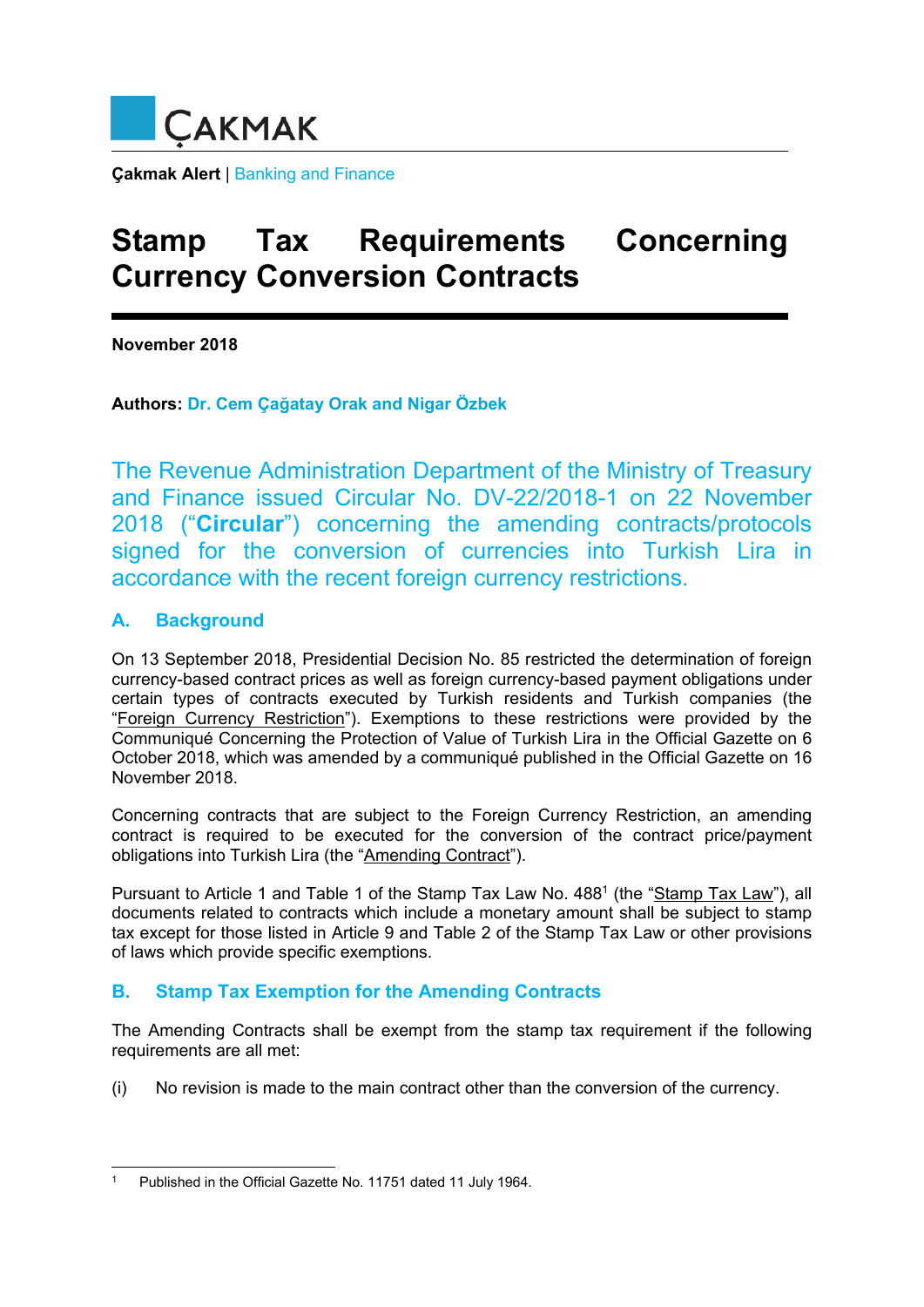ÇAKMAK

**Çakmak Alert** | Banking and Finance

# Stamp Tax Requirements Concerning Currency Conversion Contracts

**November 2018**

**Authors:** **Dr. Cem Çağatay Orak and Nigar Özbek**

The Revenue Administration Department of the Ministry of Treasury and Finance issued Circular No. DV-22/2018-1 on 22 November 2018 ("**Circular**") concerning the amending contracts/protocols signed for the conversion of currencies into Turkish Lira in accordance with the recent foreign currency restrictions.

## A. Background

On 13 September 2018, Presidential Decision No. 85 restricted the determination of foreign currency-based contract prices as well as foreign currency-based payment obligations under certain types of contracts executed by Turkish residents and Turkish companies (the "Foreign Currency Restriction"). Exemptions to these restrictions were provided by the Communiqué Concerning the Protection of Value of Turkish Lira in the Official Gazette on 6 October 2018, which was amended by a communiqué published in the Official Gazette on 16 November 2018.

Concerning contracts that are subject to the Foreign Currency Restriction, an amending contract is required to be executed for the conversion of the contract price/payment obligations into Turkish Lira (the "Amending Contract").

Pursuant to Article 1 and Table 1 of the Stamp Tax Law No. 488[1] (the "Stamp Tax Law"), all documents related to contracts which include a monetary amount shall be subject to stamp tax except for those listed in Article 9 and Table 2 of the Stamp Tax Law or other provisions of laws which provide specific exemptions.

## B. Stamp Tax Exemption for the Amending Contracts

The Amending Contracts shall be exempt from the stamp tax requirement if the following requirements are all met:

(i) No revision is made to the main contract other than the conversion of the currency.

---

[1] Published in the Official Gazette No. 11751 dated 11 July 1964.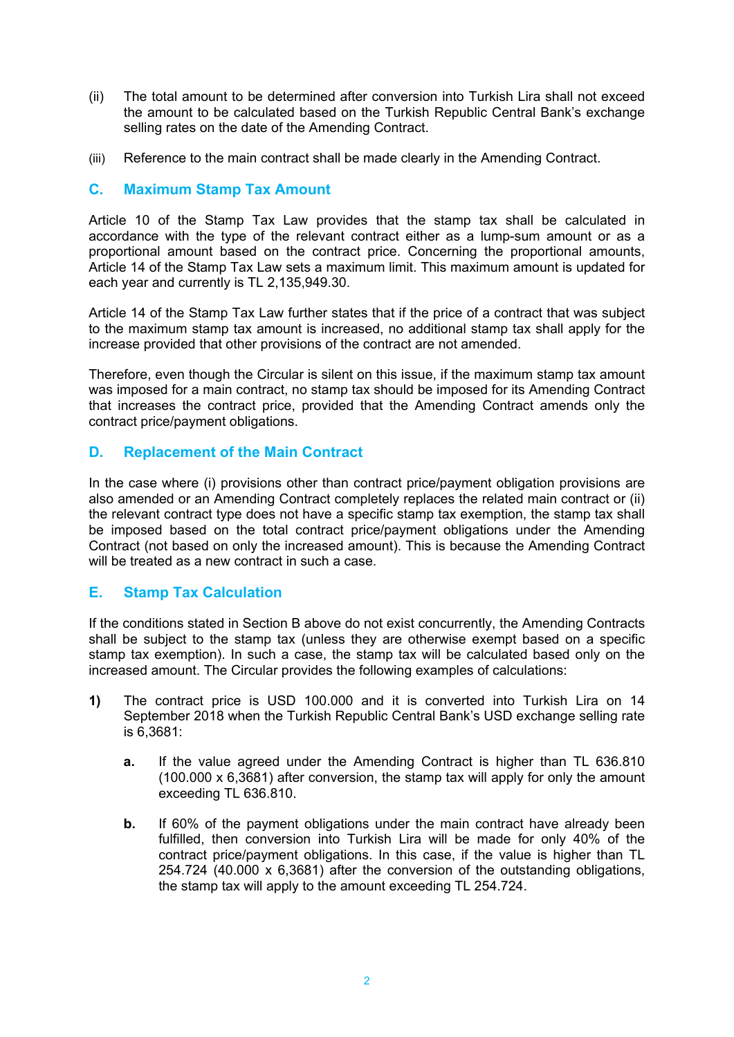(ii) The total amount to be determined after conversion into Turkish Lira shall not exceed the amount to be calculated based on the Turkish Republic Central Bank's exchange selling rates on the date of the Amending Contract.

(iii) Reference to the main contract shall be made clearly in the Amending Contract.

## C. Maximum Stamp Tax Amount

Article 10 of the Stamp Tax Law provides that the stamp tax shall be calculated in accordance with the type of the relevant contract either as a lump-sum amount or as a proportional amount based on the contract price. Concerning the proportional amounts, Article 14 of the Stamp Tax Law sets a maximum limit. This maximum amount is updated for each year and currently is TL 2,135,949.30.

Article 14 of the Stamp Tax Law further states that if the price of a contract that was subject to the maximum stamp tax amount is increased, no additional stamp tax shall apply for the increase provided that other provisions of the contract are not amended.

Therefore, even though the Circular is silent on this issue, if the maximum stamp tax amount was imposed for a main contract, no stamp tax should be imposed for its Amending Contract that increases the contract price, provided that the Amending Contract amends only the contract price/payment obligations.

## D. Replacement of the Main Contract

In the case where (i) provisions other than contract price/payment obligation provisions are also amended or an Amending Contract completely replaces the related main contract or (ii) the relevant contract type does not have a specific stamp tax exemption, the stamp tax shall be imposed based on the total contract price/payment obligations under the Amending Contract (not based on only the increased amount). This is because the Amending Contract will be treated as a new contract in such a case.

## E. Stamp Tax Calculation

If the conditions stated in Section B above do not exist concurrently, the Amending Contracts shall be subject to the stamp tax (unless they are otherwise exempt based on a specific stamp tax exemption). In such a case, the stamp tax will be calculated based only on the increased amount. The Circular provides the following examples of calculations:

**1)** The contract price is USD 100.000 and it is converted into Turkish Lira on 14 September 2018 when the Turkish Republic Central Bank's USD exchange selling rate is 6,3681:

   **a.** If the value agreed under the Amending Contract is higher than TL 636.810 (100.000 x 6,3681) after conversion, the stamp tax will apply for only the amount exceeding TL 636.810.

   **b.** If 60% of the payment obligations under the main contract have already been fulfilled, then conversion into Turkish Lira will be made for only 40% of the contract price/payment obligations. In this case, if the value is higher than TL 254.724 (40.000 x 6,3681) after the conversion of the outstanding obligations, the stamp tax will apply to the amount exceeding TL 254.724.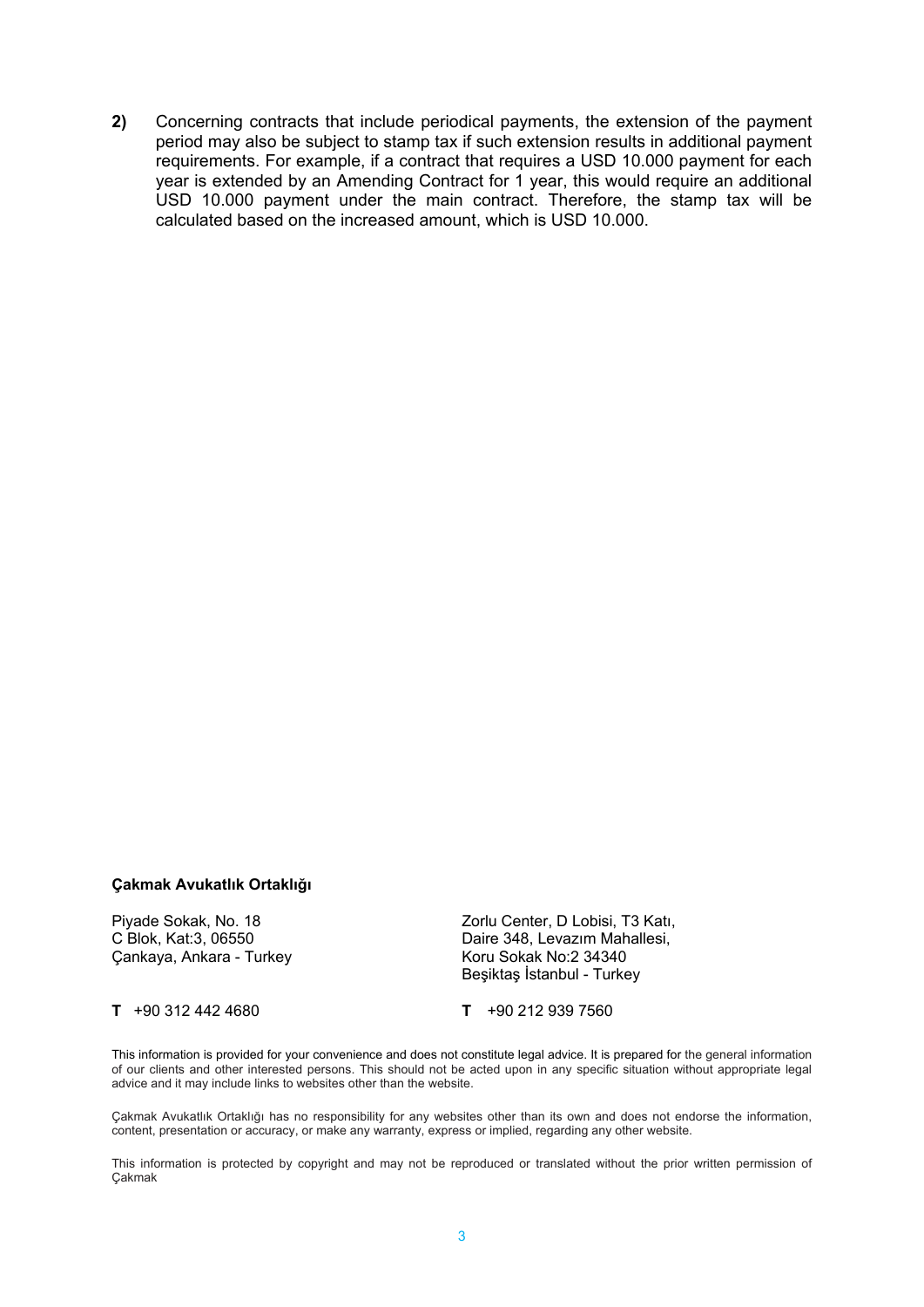**2)** Concerning contracts that include periodical payments, the extension of the payment period may also be subject to stamp tax if such extension results in additional payment requirements. For example, if a contract that requires a USD 10.000 payment for each year is extended by an Amending Contract for 1 year, this would require an additional USD 10.000 payment under the main contract. Therefore, the stamp tax will be calculated based on the increased amount, which is USD 10.000.

**Çakmak Avukatlık Ortaklığı**

Piyade Sokak, No. 18
C Blok, Kat:3, 06550
Çankaya, Ankara - Turkey

**T** +90 312 442 4680

Zorlu Center, D Lobisi, T3 Katı,
Daire 348, Levazım Mahallesi,
Koru Sokak No:2 34340
Beşiktaş İstanbul - Turkey

**T** +90 212 939 7560

This information is provided for your convenience and does not constitute legal advice. It is prepared for the general information of our clients and other interested persons. This should not be acted upon in any specific situation without appropriate legal advice and it may include links to websites other than the website.

Çakmak Avukatlık Ortaklığı has no responsibility for any websites other than its own and does not endorse the information, content, presentation or accuracy, or make any warranty, express or implied, regarding any other website.

This information is protected by copyright and may not be reproduced or translated without the prior written permission of Çakmak